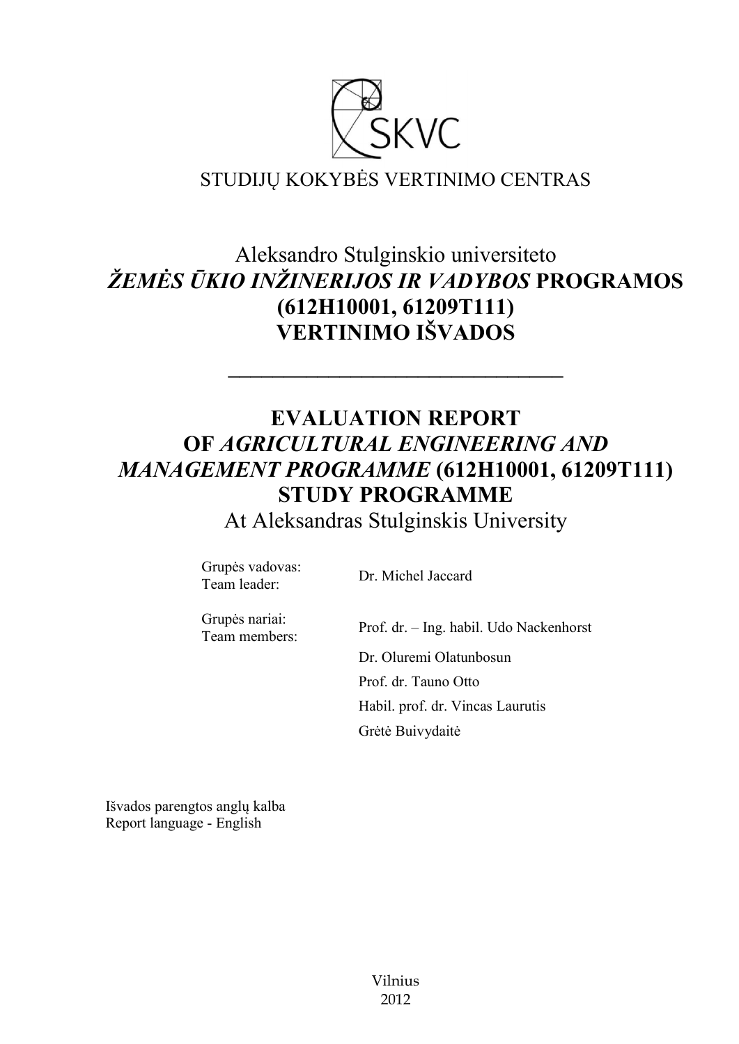SKVC

STUDIJŲ KOKYBĖS VERTINIMO CENTRAS

# Aleksandro Stulginskio universiteto *ŽEMĖS ŪKIO INŽINERIJOS IR VADYBOS* PROGRAMOS (612H10001, 61209T111) VERTINIMO IŠVADOS

---

# EVALUATION REPORT OF *AGRICULTURAL ENGINEERING AND MANAGEMENT PROGRAMME* (612H10001, 61209T111) STUDY PROGRAMME

At Aleksandras Stulginskis University

| | |
|---|---|
| Grupės vadovas:<br>Team leader: | Dr. Michel Jaccard |
| Grupės nariai:<br>Team members: | Prof. dr. – Ing. habil. Udo Nackenhorst |
| | Dr. Oluremi Olatunbosun |
| | Prof. dr. Tauno Otto |
| | Habil. prof. dr. Vincas Laurutis |
| | Grėtė Buivydaitė |

Išvados parengtos anglų kalba
Report language - English

Vilnius
2012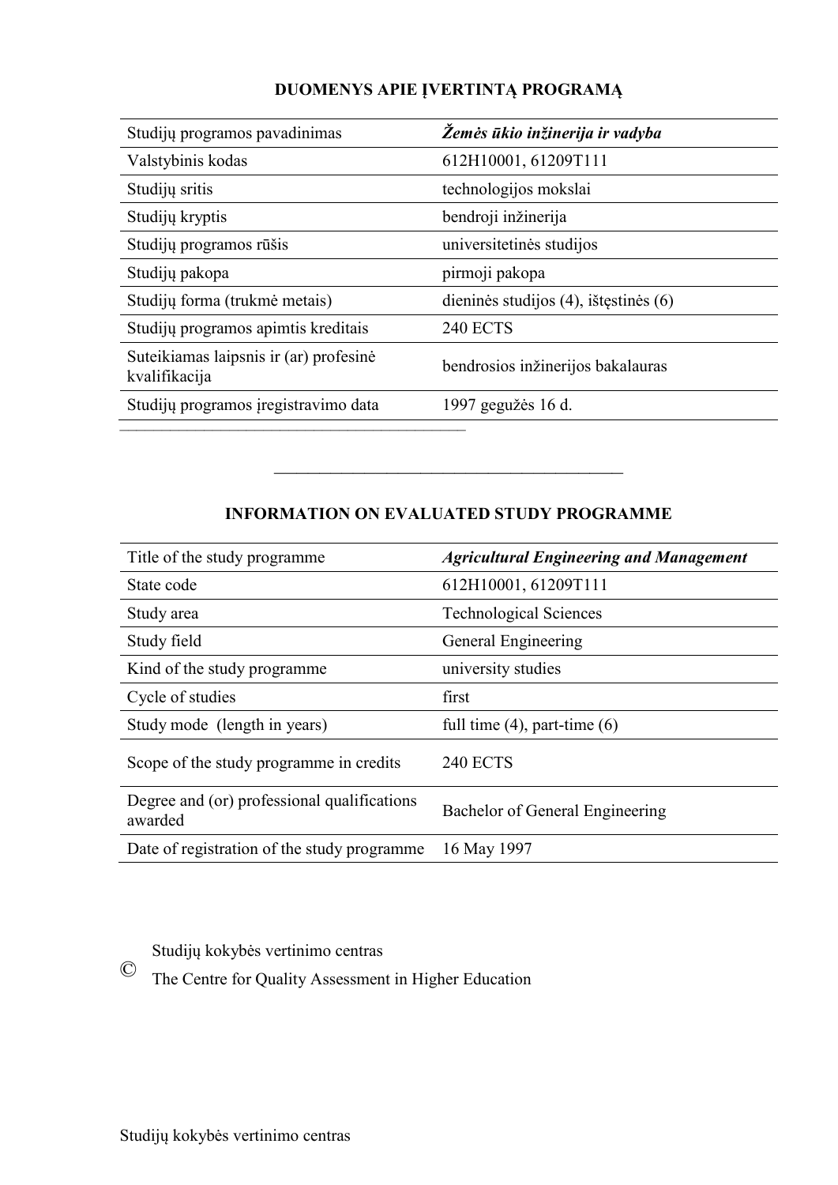## DUOMENYS APIE ĮVERTINTĄ PROGRAMĄ

| Studijų programos pavadinimas | ***Žemės ūkio inžinerija ir vadyba*** |
|---|---|
| Valstybinis kodas | 612H10001, 61209T111 |
| Studijų sritis | technologijos mokslai |
| Studijų kryptis | bendroji inžinerija |
| Studijų programos rūšis | universitetinės studijos |
| Studijų pakopa | pirmoji pakopa |
| Studijų forma (trukmė metais) | dieninės studijos (4), ištęstinės (6) |
| Studijų programos apimtis kreditais | 240 ECTS |
| Suteikiamas laipsnis ir (ar) profesinė kvalifikacija | bendrosios inžinerijos bakalauras |
| Studijų programos įregistravimo data | 1997 gegužės 16 d. |

---

## INFORMATION ON EVALUATED STUDY PROGRAMME

| Title of the study programme | ***Agricultural Engineering and Management*** |
|---|---|
| State code | 612H10001, 61209T111 |
| Study area | Technological Sciences |
| Study field | General Engineering |
| Kind of the study programme | university studies |
| Cycle of studies | first |
| Study mode (length in years) | full time (4), part-time (6) |
| Scope of the study programme in credits | 240 ECTS |
| Degree and (or) professional qualifications awarded | Bachelor of General Engineering |
| Date of registration of the study programme | 16 May 1997 |

© Studijų kokybės vertinimo centras
The Centre for Quality Assessment in Higher Education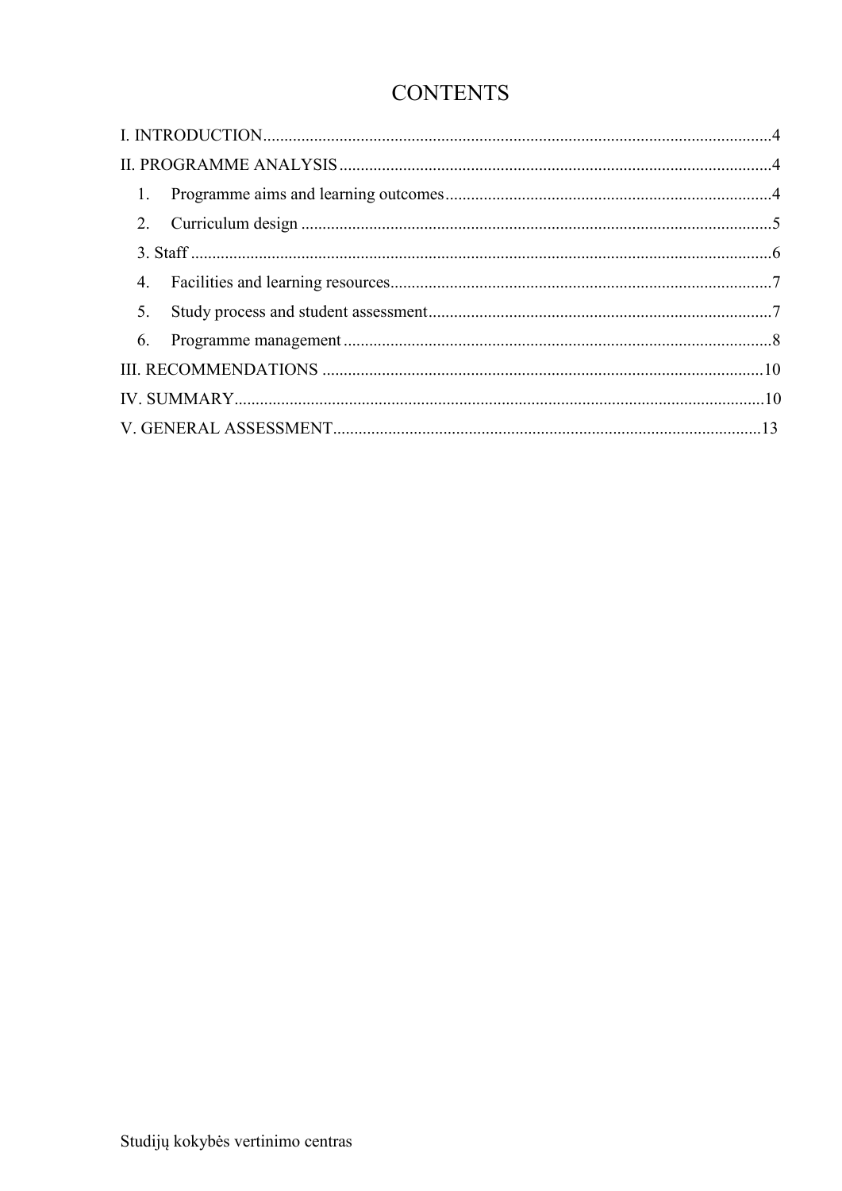# CONTENTS

I. INTRODUCTION....................................................................................................................4

II. PROGRAMME ANALYSIS ..................................................................................................4

1. Programme aims and learning outcomes..........................................................................4
2. Curriculum design ..........................................................................................................5

3. Staff ....................................................................................................................................6

4. Facilities and learning resources......................................................................................7
5. Study process and student assessment..............................................................................7
6. Programme management ..................................................................................................8

III. RECOMMENDATIONS .....................................................................................................10

IV. SUMMARY.........................................................................................................................10

V. GENERAL ASSESSMENT..................................................................................................13

Studijų kokybės vertinimo centras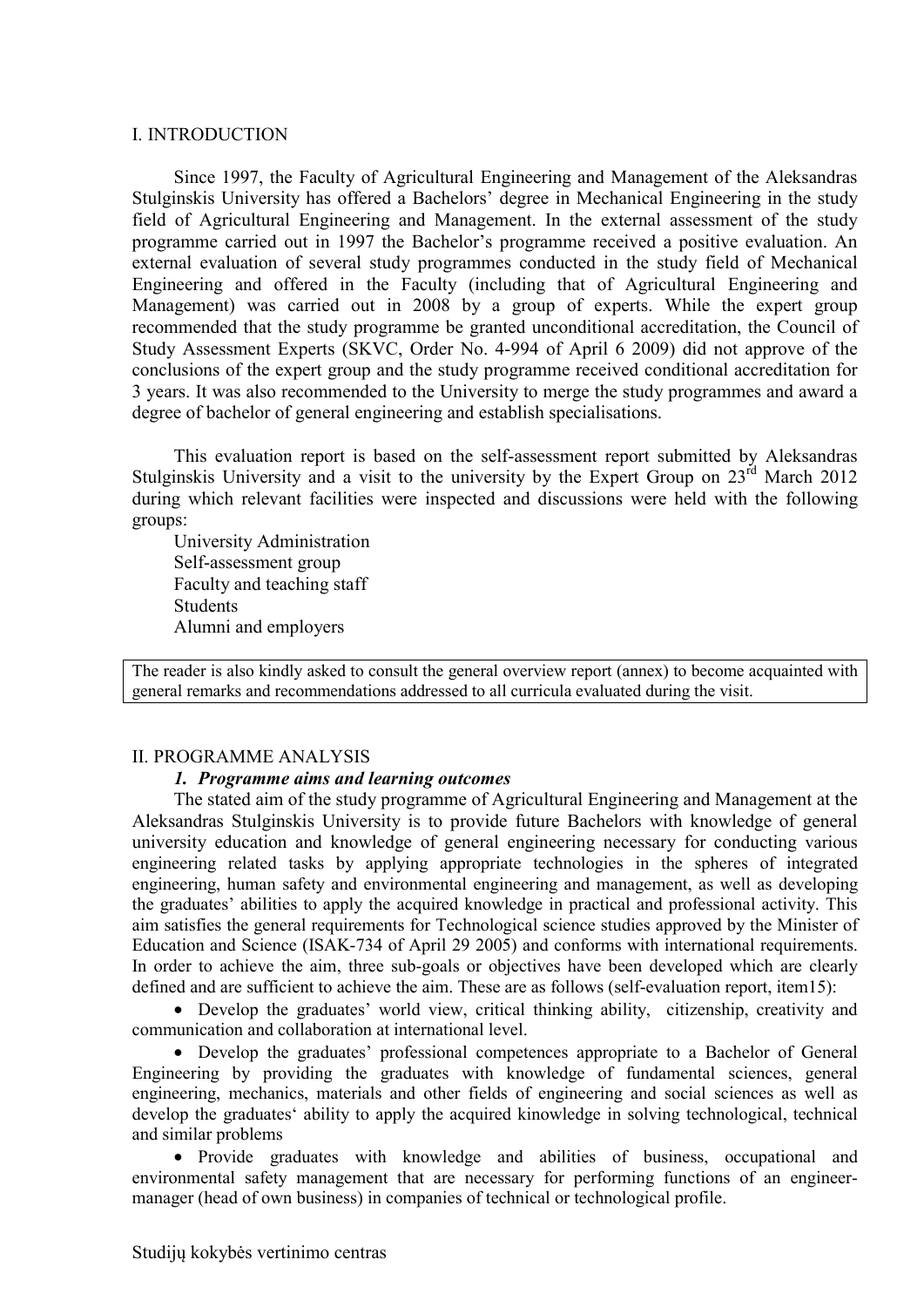## I. INTRODUCTION

Since 1997, the Faculty of Agricultural Engineering and Management of the Aleksandras Stulginskis University has offered a Bachelors' degree in Mechanical Engineering in the study field of Agricultural Engineering and Management. In the external assessment of the study programme carried out in 1997 the Bachelor's programme received a positive evaluation. An external evaluation of several study programmes conducted in the study field of Mechanical Engineering and offered in the Faculty (including that of Agricultural Engineering and Management) was carried out in 2008 by a group of experts. While the expert group recommended that the study programme be granted unconditional accreditation, the Council of Study Assessment Experts (SKVC, Order No. 4-994 of April 6 2009) did not approve of the conclusions of the expert group and the study programme received conditional accreditation for 3 years. It was also recommended to the University to merge the study programmes and award a degree of bachelor of general engineering and establish specialisations.

This evaluation report is based on the self-assessment report submitted by Aleksandras Stulginskis University and a visit to the university by the Expert Group on 23rd March 2012 during which relevant facilities were inspected and discussions were held with the following groups:

University Administration
Self-assessment group
Faculty and teaching staff
Students
Alumni and employers

The reader is also kindly asked to consult the general overview report (annex) to become acquainted with general remarks and recommendations addressed to all curricula evaluated during the visit.

## II. PROGRAMME ANALYSIS

### *1. Programme aims and learning outcomes*

The stated aim of the study programme of Agricultural Engineering and Management at the Aleksandras Stulginskis University is to provide future Bachelors with knowledge of general university education and knowledge of general engineering necessary for conducting various engineering related tasks by applying appropriate technologies in the spheres of integrated engineering, human safety and environmental engineering and management, as well as developing the graduates' abilities to apply the acquired knowledge in practical and professional activity. This aim satisfies the general requirements for Technological science studies approved by the Minister of Education and Science (ISAK-734 of April 29 2005) and conforms with international requirements. In order to achieve the aim, three sub-goals or objectives have been developed which are clearly defined and are sufficient to achieve the aim. These are as follows (self-evaluation report, item15):

- Develop the graduates' world view, critical thinking ability, citizenship, creativity and communication and collaboration at international level.
- Develop the graduates' professional competences appropriate to a Bachelor of General Engineering by providing the graduates with knowledge of fundamental sciences, general engineering, mechanics, materials and other fields of engineering and social sciences as well as develop the graduates' ability to apply the acquired kinowledge in solving technological, technical and similar problems
- Provide graduates with knowledge and abilities of business, occupational and environmental safety management that are necessary for performing functions of an engineer-manager (head of own business) in companies of technical or technological profile.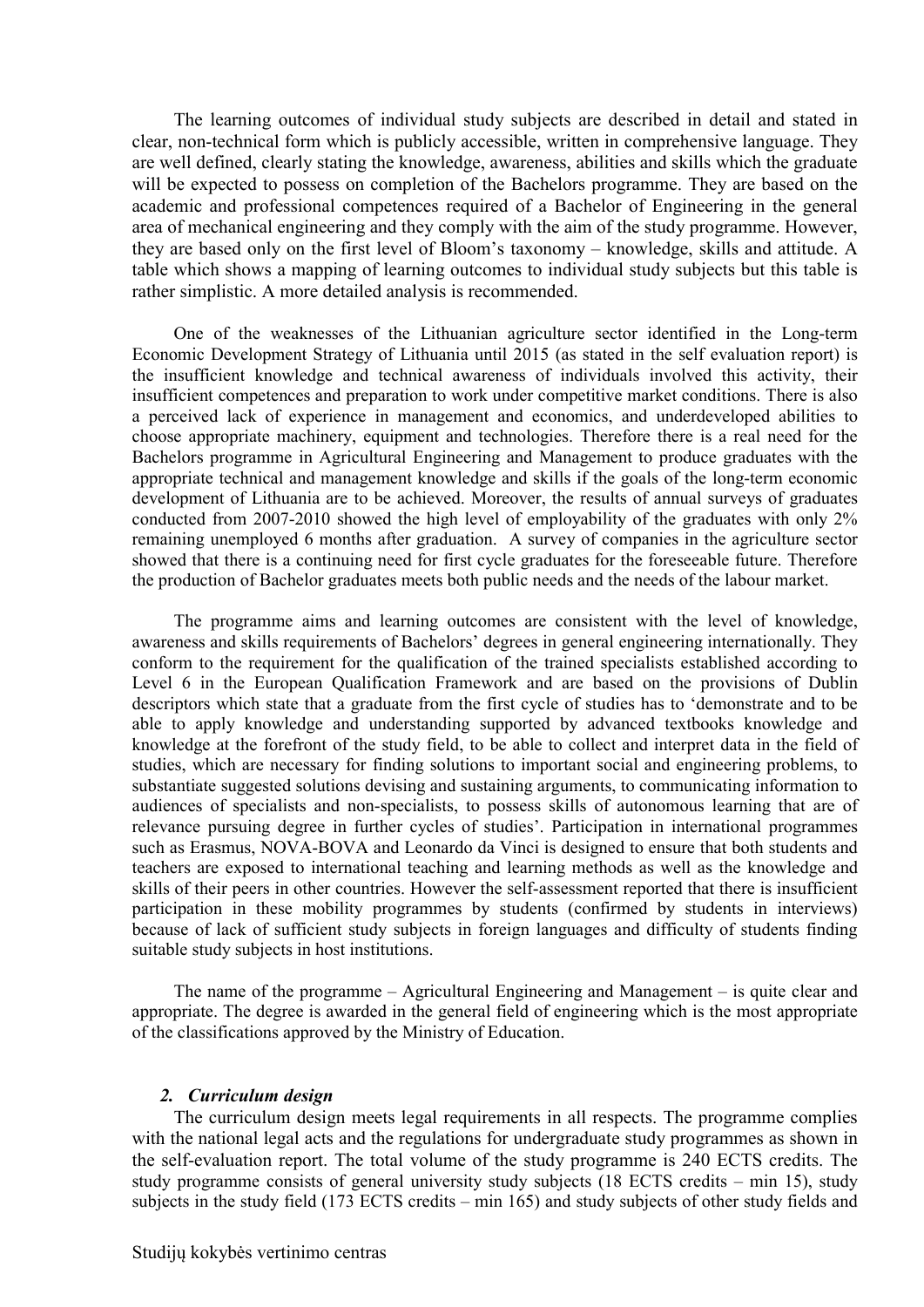The learning outcomes of individual study subjects are described in detail and stated in clear, non-technical form which is publicly accessible, written in comprehensive language. They are well defined, clearly stating the knowledge, awareness, abilities and skills which the graduate will be expected to possess on completion of the Bachelors programme. They are based on the academic and professional competences required of a Bachelor of Engineering in the general area of mechanical engineering and they comply with the aim of the study programme. However, they are based only on the first level of Bloom's taxonomy – knowledge, skills and attitude. A table which shows a mapping of learning outcomes to individual study subjects but this table is rather simplistic. A more detailed analysis is recommended.

One of the weaknesses of the Lithuanian agriculture sector identified in the Long-term Economic Development Strategy of Lithuania until 2015 (as stated in the self evaluation report) is the insufficient knowledge and technical awareness of individuals involved this activity, their insufficient competences and preparation to work under competitive market conditions. There is also a perceived lack of experience in management and economics, and underdeveloped abilities to choose appropriate machinery, equipment and technologies. Therefore there is a real need for the Bachelors programme in Agricultural Engineering and Management to produce graduates with the appropriate technical and management knowledge and skills if the goals of the long-term economic development of Lithuania are to be achieved. Moreover, the results of annual surveys of graduates conducted from 2007-2010 showed the high level of employability of the graduates with only 2% remaining unemployed 6 months after graduation. A survey of companies in the agriculture sector showed that there is a continuing need for first cycle graduates for the foreseeable future. Therefore the production of Bachelor graduates meets both public needs and the needs of the labour market.

The programme aims and learning outcomes are consistent with the level of knowledge, awareness and skills requirements of Bachelors' degrees in general engineering internationally. They conform to the requirement for the qualification of the trained specialists established according to Level 6 in the European Qualification Framework and are based on the provisions of Dublin descriptors which state that a graduate from the first cycle of studies has to 'demonstrate and to be able to apply knowledge and understanding supported by advanced textbooks knowledge and knowledge at the forefront of the study field, to be able to collect and interpret data in the field of studies, which are necessary for finding solutions to important social and engineering problems, to substantiate suggested solutions devising and sustaining arguments, to communicating information to audiences of specialists and non-specialists, to possess skills of autonomous learning that are of relevance pursuing degree in further cycles of studies'. Participation in international programmes such as Erasmus, NOVA-BOVA and Leonardo da Vinci is designed to ensure that both students and teachers are exposed to international teaching and learning methods as well as the knowledge and skills of their peers in other countries. However the self-assessment reported that there is insufficient participation in these mobility programmes by students (confirmed by students in interviews) because of lack of sufficient study subjects in foreign languages and difficulty of students finding suitable study subjects in host institutions.

The name of the programme – Agricultural Engineering and Management – is quite clear and appropriate. The degree is awarded in the general field of engineering which is the most appropriate of the classifications approved by the Ministry of Education.

### *2. Curriculum design*

The curriculum design meets legal requirements in all respects. The programme complies with the national legal acts and the regulations for undergraduate study programmes as shown in the self-evaluation report. The total volume of the study programme is 240 ECTS credits. The study programme consists of general university study subjects (18 ECTS credits – min 15), study subjects in the study field (173 ECTS credits – min 165) and study subjects of other study fields and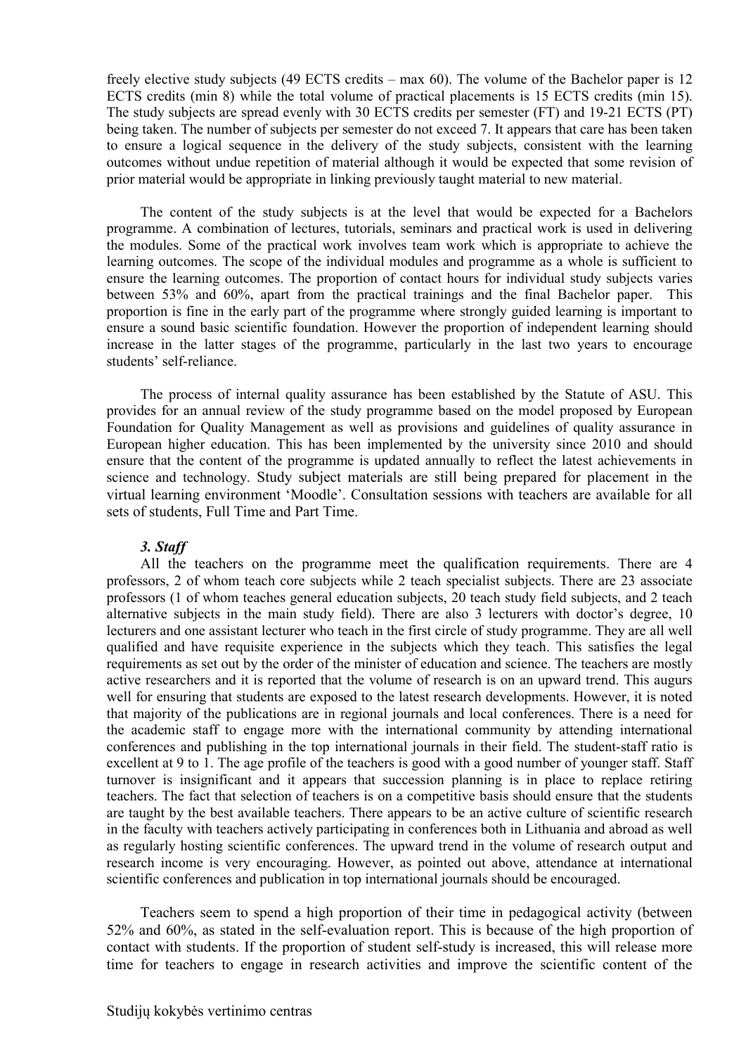freely elective study subjects (49 ECTS credits – max 60). The volume of the Bachelor paper is 12 ECTS credits (min 8) while the total volume of practical placements is 15 ECTS credits (min 15). The study subjects are spread evenly with 30 ECTS credits per semester (FT) and 19-21 ECTS (PT) being taken. The number of subjects per semester do not exceed 7. It appears that care has been taken to ensure a logical sequence in the delivery of the study subjects, consistent with the learning outcomes without undue repetition of material although it would be expected that some revision of prior material would be appropriate in linking previously taught material to new material.

The content of the study subjects is at the level that would be expected for a Bachelors programme. A combination of lectures, tutorials, seminars and practical work is used in delivering the modules. Some of the practical work involves team work which is appropriate to achieve the learning outcomes. The scope of the individual modules and programme as a whole is sufficient to ensure the learning outcomes. The proportion of contact hours for individual study subjects varies between 53% and 60%, apart from the practical trainings and the final Bachelor paper. This proportion is fine in the early part of the programme where strongly guided learning is important to ensure a sound basic scientific foundation. However the proportion of independent learning should increase in the latter stages of the programme, particularly in the last two years to encourage students' self-reliance.

The process of internal quality assurance has been established by the Statute of ASU. This provides for an annual review of the study programme based on the model proposed by European Foundation for Quality Management as well as provisions and guidelines of quality assurance in European higher education. This has been implemented by the university since 2010 and should ensure that the content of the programme is updated annually to reflect the latest achievements in science and technology. Study subject materials are still being prepared for placement in the virtual learning environment 'Moodle'. Consultation sessions with teachers are available for all sets of students, Full Time and Part Time.

### *3. Staff*

All the teachers on the programme meet the qualification requirements. There are 4 professors, 2 of whom teach core subjects while 2 teach specialist subjects. There are 23 associate professors (1 of whom teaches general education subjects, 20 teach study field subjects, and 2 teach alternative subjects in the main study field). There are also 3 lecturers with doctor's degree, 10 lecturers and one assistant lecturer who teach in the first circle of study programme. They are all well qualified and have requisite experience in the subjects which they teach. This satisfies the legal requirements as set out by the order of the minister of education and science. The teachers are mostly active researchers and it is reported that the volume of research is on an upward trend. This augurs well for ensuring that students are exposed to the latest research developments. However, it is noted that majority of the publications are in regional journals and local conferences. There is a need for the academic staff to engage more with the international community by attending international conferences and publishing in the top international journals in their field. The student-staff ratio is excellent at 9 to 1. The age profile of the teachers is good with a good number of younger staff. Staff turnover is insignificant and it appears that succession planning is in place to replace retiring teachers. The fact that selection of teachers is on a competitive basis should ensure that the students are taught by the best available teachers. There appears to be an active culture of scientific research in the faculty with teachers actively participating in conferences both in Lithuania and abroad as well as regularly hosting scientific conferences. The upward trend in the volume of research output and research income is very encouraging. However, as pointed out above, attendance at international scientific conferences and publication in top international journals should be encouraged.

Teachers seem to spend a high proportion of their time in pedagogical activity (between 52% and 60%, as stated in the self-evaluation report. This is because of the high proportion of contact with students. If the proportion of student self-study is increased, this will release more time for teachers to engage in research activities and improve the scientific content of the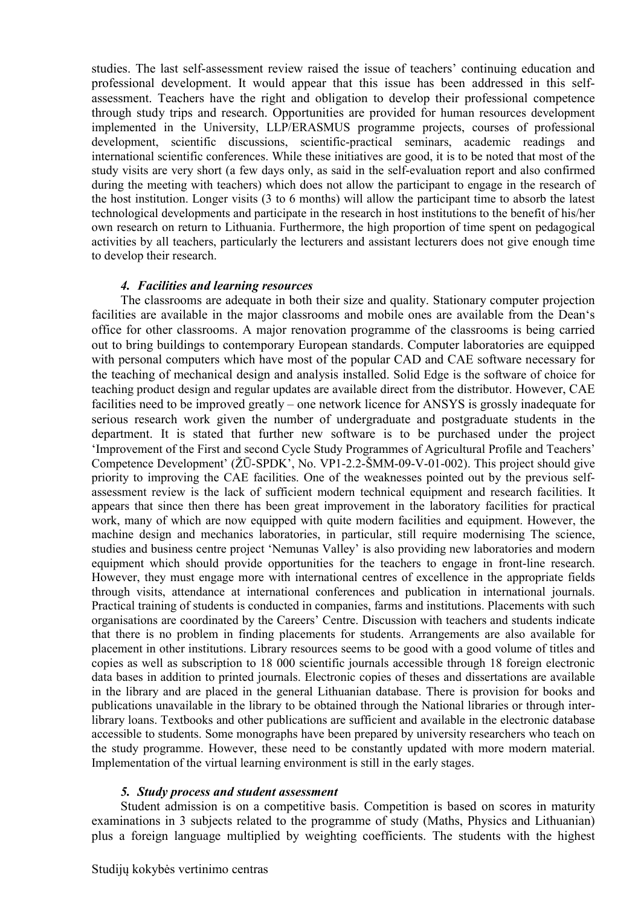studies. The last self-assessment review raised the issue of teachers' continuing education and professional development. It would appear that this issue has been addressed in this self-assessment. Teachers have the right and obligation to develop their professional competence through study trips and research. Opportunities are provided for human resources development implemented in the University, LLP/ERASMUS programme projects, courses of professional development, scientific discussions, scientific-practical seminars, academic readings and international scientific conferences. While these initiatives are good, it is to be noted that most of the study visits are very short (a few days only, as said in the self-evaluation report and also confirmed during the meeting with teachers) which does not allow the participant to engage in the research of the host institution. Longer visits (3 to 6 months) will allow the participant time to absorb the latest technological developments and participate in the research in host institutions to the benefit of his/her own research on return to Lithuania. Furthermore, the high proportion of time spent on pedagogical activities by all teachers, particularly the lecturers and assistant lecturers does not give enough time to develop their research.

### *4. Facilities and learning resources*

The classrooms are adequate in both their size and quality. Stationary computer projection facilities are available in the major classrooms and mobile ones are available from the Dean's office for other classrooms. A major renovation programme of the classrooms is being carried out to bring buildings to contemporary European standards. Computer laboratories are equipped with personal computers which have most of the popular CAD and CAE software necessary for the teaching of mechanical design and analysis installed. Solid Edge is the software of choice for teaching product design and regular updates are available direct from the distributor. However, CAE facilities need to be improved greatly – one network licence for ANSYS is grossly inadequate for serious research work given the number of undergraduate and postgraduate students in the department. It is stated that further new software is to be purchased under the project 'Improvement of the First and second Cycle Study Programmes of Agricultural Profile and Teachers' Competence Development' (ŽŪ-SPDK', No. VP1-2.2-ŠMM-09-V-01-002). This project should give priority to improving the CAE facilities. One of the weaknesses pointed out by the previous self-assessment review is the lack of sufficient modern technical equipment and research facilities. It appears that since then there has been great improvement in the laboratory facilities for practical work, many of which are now equipped with quite modern facilities and equipment. However, the machine design and mechanics laboratories, in particular, still require modernising The science, studies and business centre project 'Nemunas Valley' is also providing new laboratories and modern equipment which should provide opportunities for the teachers to engage in front-line research. However, they must engage more with international centres of excellence in the appropriate fields through visits, attendance at international conferences and publication in international journals. Practical training of students is conducted in companies, farms and institutions. Placements with such organisations are coordinated by the Careers' Centre. Discussion with teachers and students indicate that there is no problem in finding placements for students. Arrangements are also available for placement in other institutions. Library resources seems to be good with a good volume of titles and copies as well as subscription to 18 000 scientific journals accessible through 18 foreign electronic data bases in addition to printed journals. Electronic copies of theses and dissertations are available in the library and are placed in the general Lithuanian database. There is provision for books and publications unavailable in the library to be obtained through the National libraries or through inter-library loans. Textbooks and other publications are sufficient and available in the electronic database accessible to students. Some monographs have been prepared by university researchers who teach on the study programme. However, these need to be constantly updated with more modern material. Implementation of the virtual learning environment is still in the early stages.

### *5. Study process and student assessment*

Student admission is on a competitive basis. Competition is based on scores in maturity examinations in 3 subjects related to the programme of study (Maths, Physics and Lithuanian) plus a foreign language multiplied by weighting coefficients. The students with the highest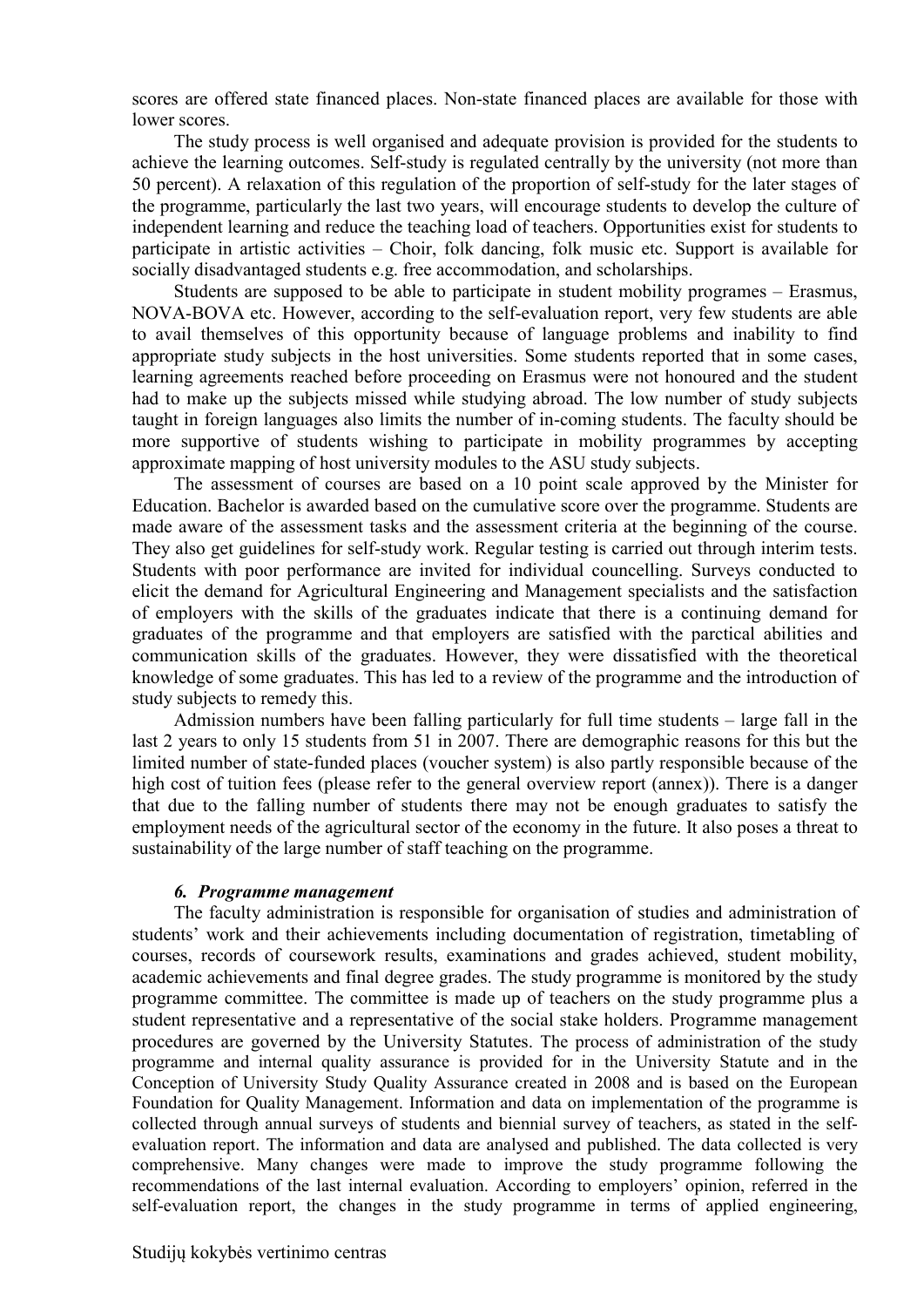scores are offered state financed places. Non-state financed places are available for those with lower scores.

The study process is well organised and adequate provision is provided for the students to achieve the learning outcomes. Self-study is regulated centrally by the university (not more than 50 percent). A relaxation of this regulation of the proportion of self-study for the later stages of the programme, particularly the last two years, will encourage students to develop the culture of independent learning and reduce the teaching load of teachers. Opportunities exist for students to participate in artistic activities – Choir, folk dancing, folk music etc. Support is available for socially disadvantaged students e.g. free accommodation, and scholarships.

Students are supposed to be able to participate in student mobility programes – Erasmus, NOVA-BOVA etc. However, according to the self-evaluation report, very few students are able to avail themselves of this opportunity because of language problems and inability to find appropriate study subjects in the host universities. Some students reported that in some cases, learning agreements reached before proceeding on Erasmus were not honoured and the student had to make up the subjects missed while studying abroad. The low number of study subjects taught in foreign languages also limits the number of in-coming students. The faculty should be more supportive of students wishing to participate in mobility programmes by accepting approximate mapping of host university modules to the ASU study subjects.

The assessment of courses are based on a 10 point scale approved by the Minister for Education. Bachelor is awarded based on the cumulative score over the programme. Students are made aware of the assessment tasks and the assessment criteria at the beginning of the course. They also get guidelines for self-study work. Regular testing is carried out through interim tests. Students with poor performance are invited for individual councelling. Surveys conducted to elicit the demand for Agricultural Engineering and Management specialists and the satisfaction of employers with the skills of the graduates indicate that there is a continuing demand for graduates of the programme and that employers are satisfied with the parctical abilities and communication skills of the graduates. However, they were dissatisfied with the theoretical knowledge of some graduates. This has led to a review of the programme and the introduction of study subjects to remedy this.

Admission numbers have been falling particularly for full time students – large fall in the last 2 years to only 15 students from 51 in 2007. There are demographic reasons for this but the limited number of state-funded places (voucher system) is also partly responsible because of the high cost of tuition fees (please refer to the general overview report (annex)). There is a danger that due to the falling number of students there may not be enough graduates to satisfy the employment needs of the agricultural sector of the economy in the future. It also poses a threat to sustainability of the large number of staff teaching on the programme.

### *6. Programme management*

The faculty administration is responsible for organisation of studies and administration of students' work and their achievements including documentation of registration, timetabling of courses, records of coursework results, examinations and grades achieved, student mobility, academic achievements and final degree grades. The study programme is monitored by the study programme committee. The committee is made up of teachers on the study programme plus a student representative and a representative of the social stake holders. Programme management procedures are governed by the University Statutes. The process of administration of the study programme and internal quality assurance is provided for in the University Statute and in the Conception of University Study Quality Assurance created in 2008 and is based on the European Foundation for Quality Management. Information and data on implementation of the programme is collected through annual surveys of students and biennial survey of teachers, as stated in the self-evaluation report. The information and data are analysed and published. The data collected is very comprehensive. Many changes were made to improve the study programme following the recommendations of the last internal evaluation. According to employers' opinion, referred in the self-evaluation report, the changes in the study programme in terms of applied engineering,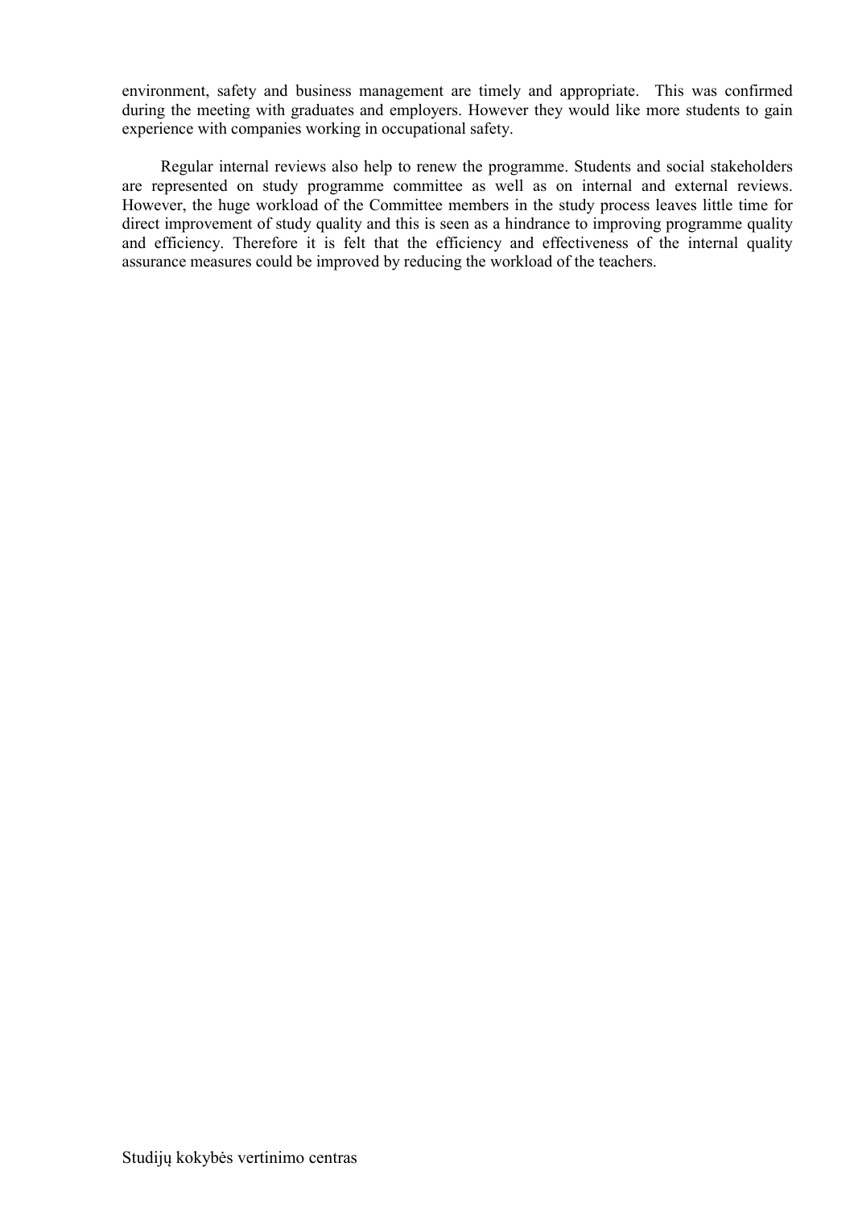environment, safety and business management are timely and appropriate. This was confirmed during the meeting with graduates and employers. However they would like more students to gain experience with companies working in occupational safety.

Regular internal reviews also help to renew the programme. Students and social stakeholders are represented on study programme committee as well as on internal and external reviews. However, the huge workload of the Committee members in the study process leaves little time for direct improvement of study quality and this is seen as a hindrance to improving programme quality and efficiency. Therefore it is felt that the efficiency and effectiveness of the internal quality assurance measures could be improved by reducing the workload of the teachers.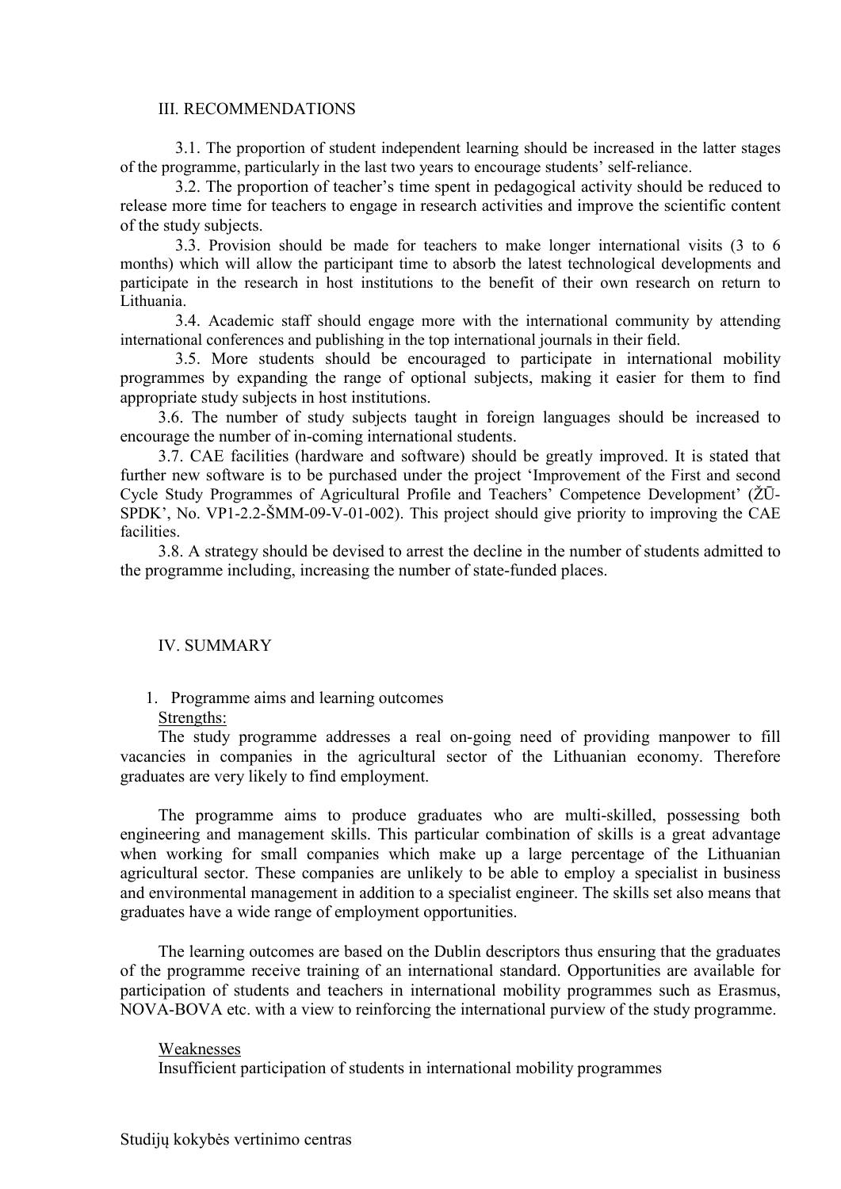## III. RECOMMENDATIONS

3.1. The proportion of student independent learning should be increased in the latter stages of the programme, particularly in the last two years to encourage students' self-reliance.

3.2. The proportion of teacher's time spent in pedagogical activity should be reduced to release more time for teachers to engage in research activities and improve the scientific content of the study subjects.

3.3. Provision should be made for teachers to make longer international visits (3 to 6 months) which will allow the participant time to absorb the latest technological developments and participate in the research in host institutions to the benefit of their own research on return to Lithuania.

3.4. Academic staff should engage more with the international community by attending international conferences and publishing in the top international journals in their field.

3.5. More students should be encouraged to participate in international mobility programmes by expanding the range of optional subjects, making it easier for them to find appropriate study subjects in host institutions.

3.6. The number of study subjects taught in foreign languages should be increased to encourage the number of in-coming international students.

3.7. CAE facilities (hardware and software) should be greatly improved. It is stated that further new software is to be purchased under the project 'Improvement of the First and second Cycle Study Programmes of Agricultural Profile and Teachers' Competence Development' (ŽŪ-SPDK', No. VP1-2.2-ŠMM-09-V-01-002). This project should give priority to improving the CAE facilities.

3.8. A strategy should be devised to arrest the decline in the number of students admitted to the programme including, increasing the number of state-funded places.

## IV. SUMMARY

1. Programme aims and learning outcomes

Strengths:

The study programme addresses a real on-going need of providing manpower to fill vacancies in companies in the agricultural sector of the Lithuanian economy. Therefore graduates are very likely to find employment.

The programme aims to produce graduates who are multi-skilled, possessing both engineering and management skills. This particular combination of skills is a great advantage when working for small companies which make up a large percentage of the Lithuanian agricultural sector. These companies are unlikely to be able to employ a specialist in business and environmental management in addition to a specialist engineer. The skills set also means that graduates have a wide range of employment opportunities.

The learning outcomes are based on the Dublin descriptors thus ensuring that the graduates of the programme receive training of an international standard. Opportunities are available for participation of students and teachers in international mobility programmes such as Erasmus, NOVA-BOVA etc. with a view to reinforcing the international purview of the study programme.

Weaknesses

Insufficient participation of students in international mobility programmes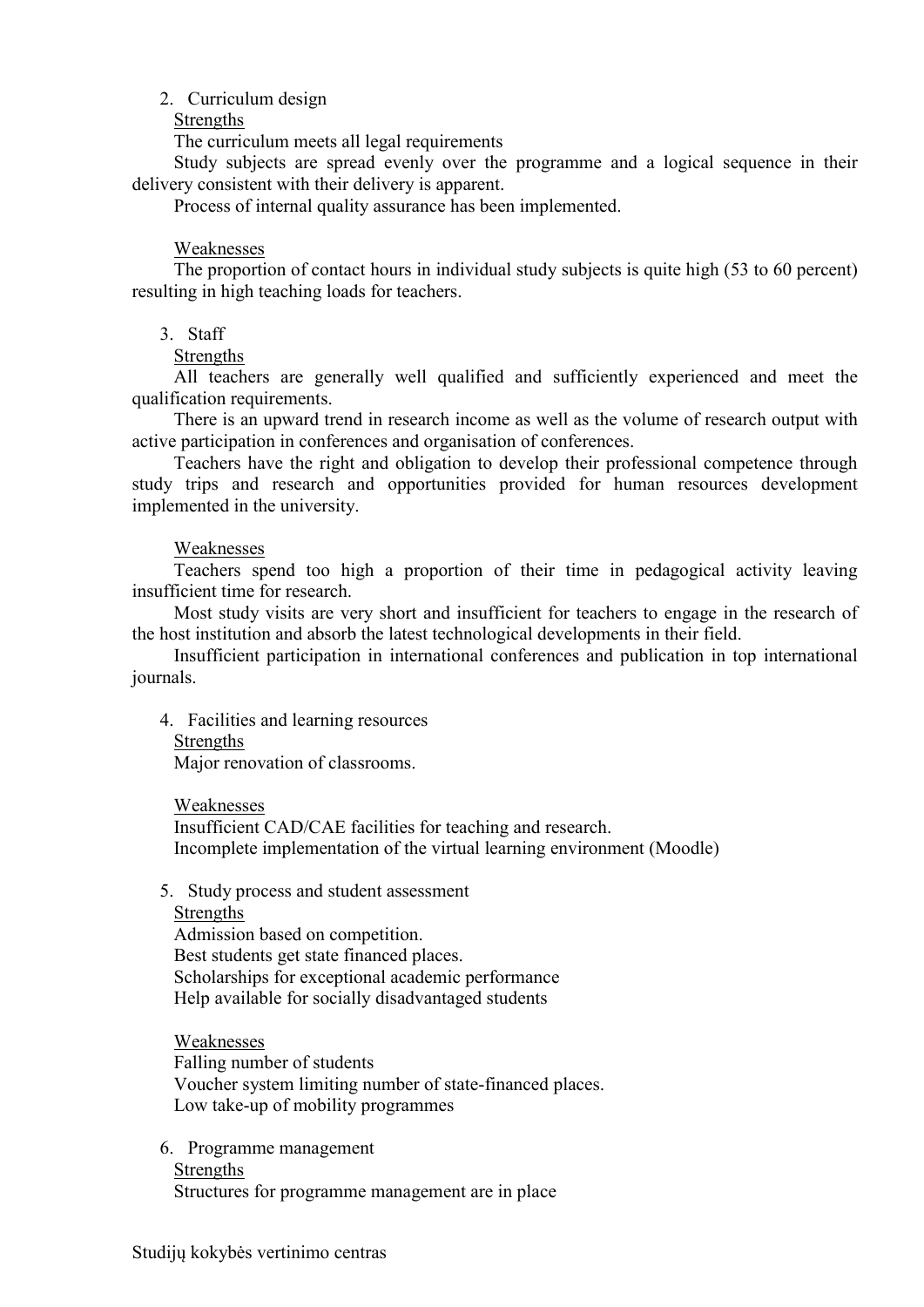2. Curriculum design

<u>Strengths</u>

The curriculum meets all legal requirements

Study subjects are spread evenly over the programme and a logical sequence in their delivery consistent with their delivery is apparent.

Process of internal quality assurance has been implemented.

<u>Weaknesses</u>

The proportion of contact hours in individual study subjects is quite high (53 to 60 percent) resulting in high teaching loads for teachers.

3. Staff

<u>Strengths</u>

All teachers are generally well qualified and sufficiently experienced and meet the qualification requirements.

There is an upward trend in research income as well as the volume of research output with active participation in conferences and organisation of conferences.

Teachers have the right and obligation to develop their professional competence through study trips and research and opportunities provided for human resources development implemented in the university.

<u>Weaknesses</u>

Teachers spend too high a proportion of their time in pedagogical activity leaving insufficient time for research.

Most study visits are very short and insufficient for teachers to engage in the research of the host institution and absorb the latest technological developments in their field.

Insufficient participation in international conferences and publication in top international journals.

4. Facilities and learning resources

<u>Strengths</u>

Major renovation of classrooms.

<u>Weaknesses</u>

Insufficient CAD/CAE facilities for teaching and research.

Incomplete implementation of the virtual learning environment (Moodle)

5. Study process and student assessment

<u>Strengths</u>

Admission based on competition.

Best students get state financed places.

Scholarships for exceptional academic performance

Help available for socially disadvantaged students

<u>Weaknesses</u>

Falling number of students

Voucher system limiting number of state-financed places.

Low take-up of mobility programmes

6. Programme management

<u>Strengths</u>

Structures for programme management are in place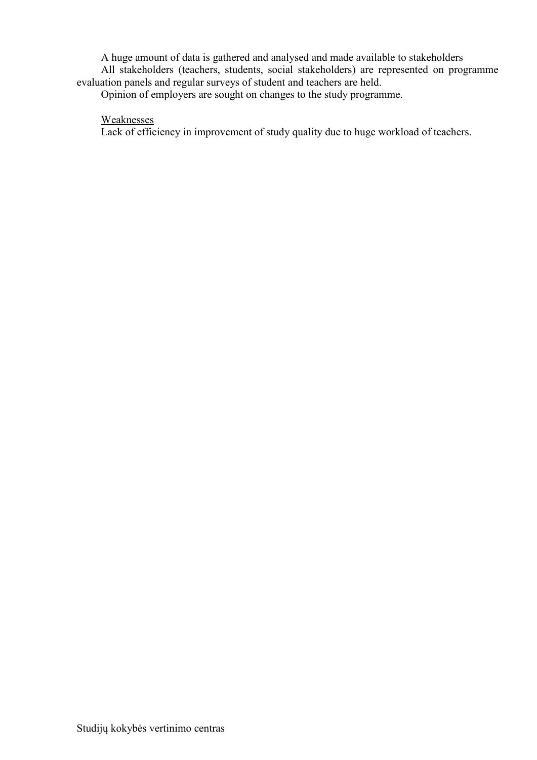A huge amount of data is gathered and analysed and made available to stakeholders

All stakeholders (teachers, students, social stakeholders) are represented on programme evaluation panels and regular surveys of student and teachers are held.

Opinion of employers are sought on changes to the study programme.

Weaknesses

Lack of efficiency in improvement of study quality due to huge workload of teachers.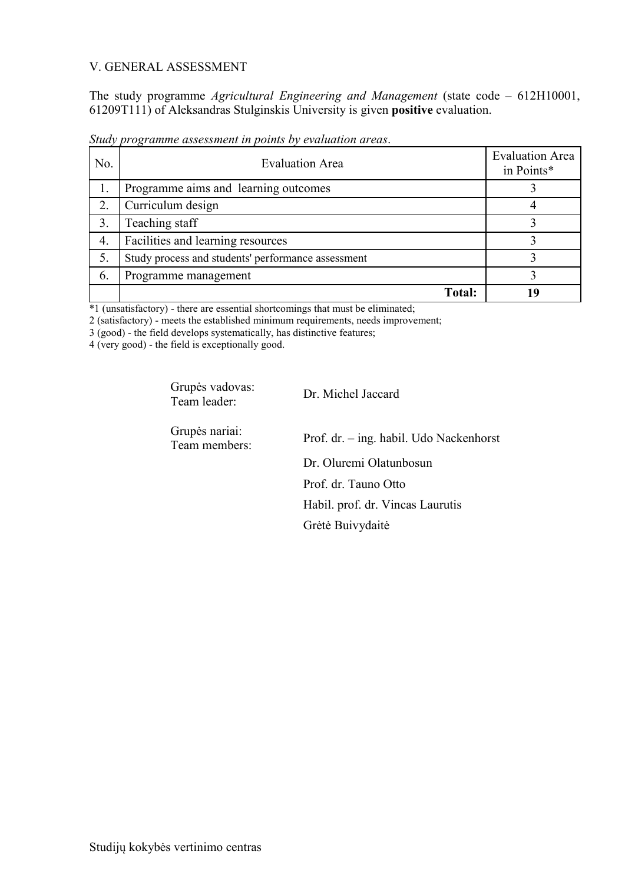## V. GENERAL ASSESSMENT

The study programme *Agricultural Engineering and Management* (state code – 612H10001, 61209T111) of Aleksandras Stulginskis University is given **positive** evaluation.

*Study programme assessment in points by evaluation areas*.

| No. | Evaluation Area | Evaluation Area in Points* |
|---|---|---|
| 1. | Programme aims and learning outcomes | 3 |
| 2. | Curriculum design | 4 |
| 3. | Teaching staff | 3 |
| 4. | Facilities and learning resources | 3 |
| 5. | Study process and students' performance assessment | 3 |
| 6. | Programme management | 3 |
| | **Total:** | **19** |

*1 (unsatisfactory) - there are essential shortcomings that must be eliminated;
2 (satisfactory) - meets the established minimum requirements, needs improvement;
3 (good) - the field develops systematically, has distinctive features;
4 (very good) - the field is exceptionally good.

Grupės vadovas:
Team leader: Dr. Michel Jaccard

Grupės nariai:
Team members: Prof. dr. – ing. habil. Udo Nackenhorst

Dr. Oluremi Olatunbosun

Prof. dr. Tauno Otto

Habil. prof. dr. Vincas Laurutis

Grėtė Buivydaitė